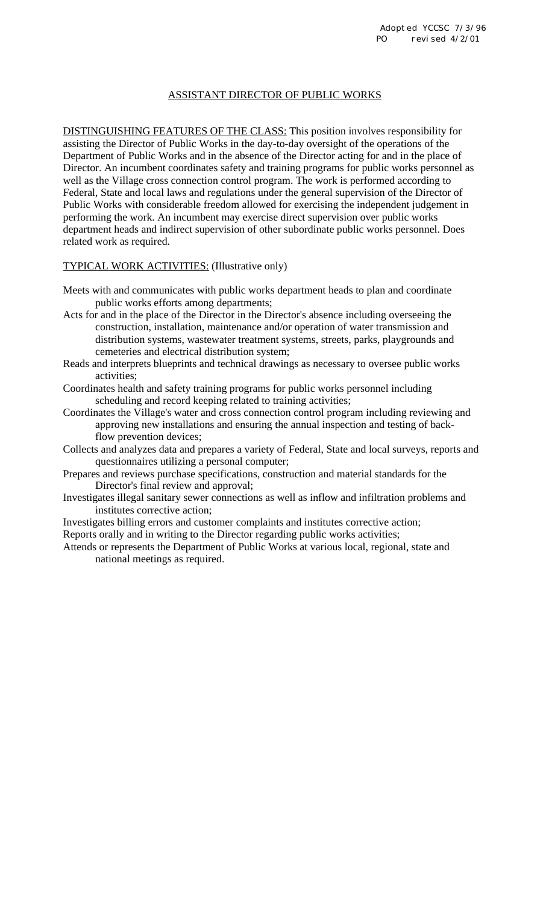Adopted YCCSC 7/3/96
PO revised 4/2/01

# ASSISTANT DIRECTOR OF PUBLIC WORKS

DISTINGUISHING FEATURES OF THE CLASS: This position involves responsibility for assisting the Director of Public Works in the day-to-day oversight of the operations of the Department of Public Works and in the absence of the Director acting for and in the place of Director. An incumbent coordinates safety and training programs for public works personnel as well as the Village cross connection control program. The work is performed according to Federal, State and local laws and regulations under the general supervision of the Director of Public Works with considerable freedom allowed for exercising the independent judgement in performing the work. An incumbent may exercise direct supervision over public works department heads and indirect supervision of other subordinate public works personnel. Does related work as required.

TYPICAL WORK ACTIVITIES: (Illustrative only)

- Meets with and communicates with public works department heads to plan and coordinate public works efforts among departments;
- Acts for and in the place of the Director in the Director's absence including overseeing the construction, installation, maintenance and/or operation of water transmission and distribution systems, wastewater treatment systems, streets, parks, playgrounds and cemeteries and electrical distribution system;
- Reads and interprets blueprints and technical drawings as necessary to oversee public works activities;
- Coordinates health and safety training programs for public works personnel including scheduling and record keeping related to training activities;
- Coordinates the Village's water and cross connection control program including reviewing and approving new installations and ensuring the annual inspection and testing of back-flow prevention devices;
- Collects and analyzes data and prepares a variety of Federal, State and local surveys, reports and questionnaires utilizing a personal computer;
- Prepares and reviews purchase specifications, construction and material standards for the Director's final review and approval;
- Investigates illegal sanitary sewer connections as well as inflow and infiltration problems and institutes corrective action;
- Investigates billing errors and customer complaints and institutes corrective action;
- Reports orally and in writing to the Director regarding public works activities;
- Attends or represents the Department of Public Works at various local, regional, state and national meetings as required.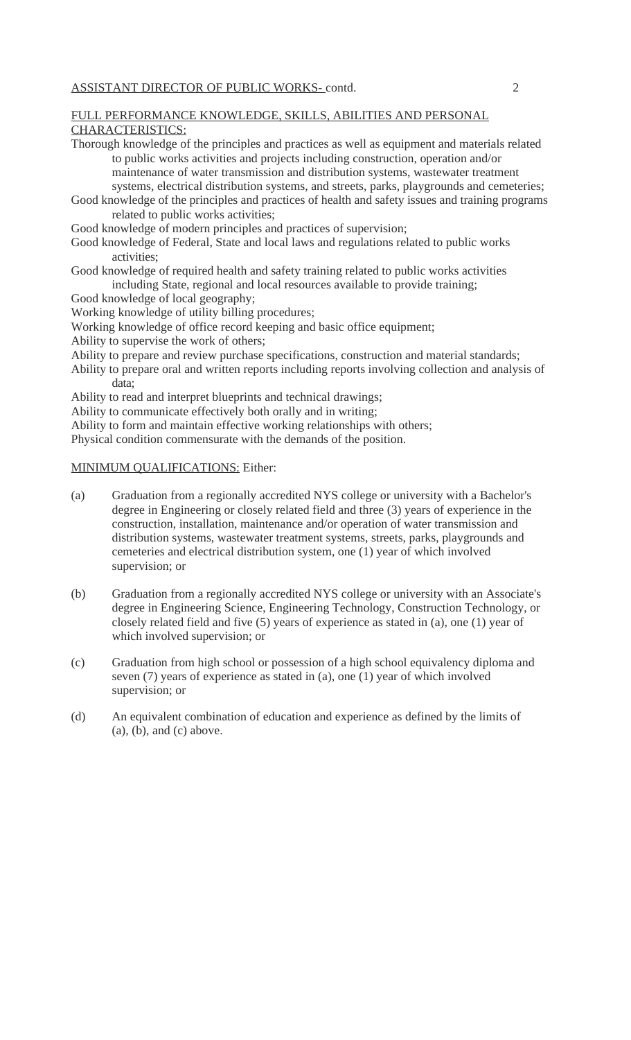## FULL PERFORMANCE KNOWLEDGE, SKILLS, ABILITIES AND PERSONAL CHARACTERISTICS:

Thorough knowledge of the principles and practices as well as equipment and materials related to public works activities and projects including construction, operation and/or maintenance of water transmission and distribution systems, wastewater treatment systems, electrical distribution systems, and streets, parks, playgrounds and cemeteries;
Good knowledge of the principles and practices of health and safety issues and training programs related to public works activities;
Good knowledge of modern principles and practices of supervision;
Good knowledge of Federal, State and local laws and regulations related to public works activities;
Good knowledge of required health and safety training related to public works activities including State, regional and local resources available to provide training;
Good knowledge of local geography;
Working knowledge of utility billing procedures;
Working knowledge of office record keeping and basic office equipment;
Ability to supervise the work of others;
Ability to prepare and review purchase specifications, construction and material standards;
Ability to prepare oral and written reports including reports involving collection and analysis of data;
Ability to read and interpret blueprints and technical drawings;
Ability to communicate effectively both orally and in writing;
Ability to form and maintain effective working relationships with others;
Physical condition commensurate with the demands of the position.

## MINIMUM QUALIFICATIONS: Either:

(a) Graduation from a regionally accredited NYS college or university with a Bachelor's degree in Engineering or closely related field and three (3) years of experience in the construction, installation, maintenance and/or operation of water transmission and distribution systems, wastewater treatment systems, streets, parks, playgrounds and cemeteries and electrical distribution system, one (1) year of which involved supervision; or

(b) Graduation from a regionally accredited NYS college or university with an Associate's degree in Engineering Science, Engineering Technology, Construction Technology, or closely related field and five (5) years of experience as stated in (a), one (1) year of which involved supervision; or

(c) Graduation from high school or possession of a high school equivalency diploma and seven (7) years of experience as stated in (a), one (1) year of which involved supervision; or

(d) An equivalent combination of education and experience as defined by the limits of (a), (b), and (c) above.